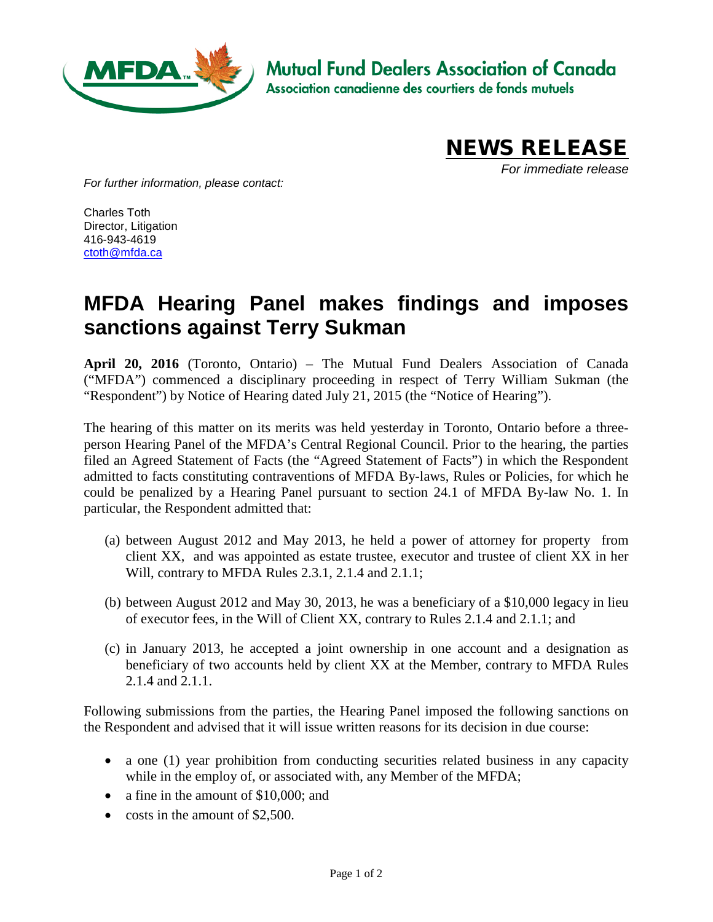**Mutual Fund Dealers Association of Canada**
**Association canadienne des courtiers de fonds mutuels**

**NEWS RELEASE**

*For immediate release*

*For further information, please contact:*

Charles Toth
Director, Litigation
416-943-4619
ctoth@mfda.ca

# MFDA Hearing Panel makes findings and imposes sanctions against Terry Sukman

**April 20, 2016** (Toronto, Ontario) – The Mutual Fund Dealers Association of Canada ("MFDA") commenced a disciplinary proceeding in respect of Terry William Sukman (the "Respondent") by Notice of Hearing dated July 21, 2015 (the "Notice of Hearing").

The hearing of this matter on its merits was held yesterday in Toronto, Ontario before a three-person Hearing Panel of the MFDA's Central Regional Council. Prior to the hearing, the parties filed an Agreed Statement of Facts (the "Agreed Statement of Facts") in which the Respondent admitted to facts constituting contraventions of MFDA By-laws, Rules or Policies, for which he could be penalized by a Hearing Panel pursuant to section 24.1 of MFDA By-law No. 1. In particular, the Respondent admitted that:

(a) between August 2012 and May 2013, he held a power of attorney for property from client XX, and was appointed as estate trustee, executor and trustee of client XX in her Will, contrary to MFDA Rules 2.3.1, 2.1.4 and 2.1.1;

(b) between August 2012 and May 30, 2013, he was a beneficiary of a $10,000 legacy in lieu of executor fees, in the Will of Client XX, contrary to Rules 2.1.4 and 2.1.1; and

(c) in January 2013, he accepted a joint ownership in one account and a designation as beneficiary of two accounts held by client XX at the Member, contrary to MFDA Rules 2.1.4 and 2.1.1.

Following submissions from the parties, the Hearing Panel imposed the following sanctions on the Respondent and advised that it will issue written reasons for its decision in due course:

- a one (1) year prohibition from conducting securities related business in any capacity while in the employ of, or associated with, any Member of the MFDA;
- a fine in the amount of $10,000; and
- costs in the amount of $2,500.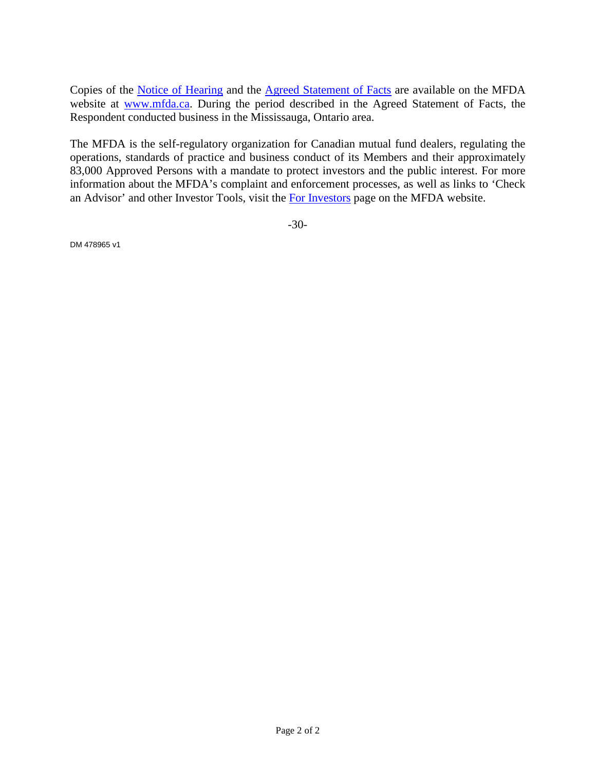Copies of the Notice of Hearing and the Agreed Statement of Facts are available on the MFDA website at www.mfda.ca. During the period described in the Agreed Statement of Facts, the Respondent conducted business in the Mississauga, Ontario area.

The MFDA is the self-regulatory organization for Canadian mutual fund dealers, regulating the operations, standards of practice and business conduct of its Members and their approximately 83,000 Approved Persons with a mandate to protect investors and the public interest. For more information about the MFDA's complaint and enforcement processes, as well as links to 'Check an Advisor' and other Investor Tools, visit the For Investors page on the MFDA website.

-30-

DM 478965 v1